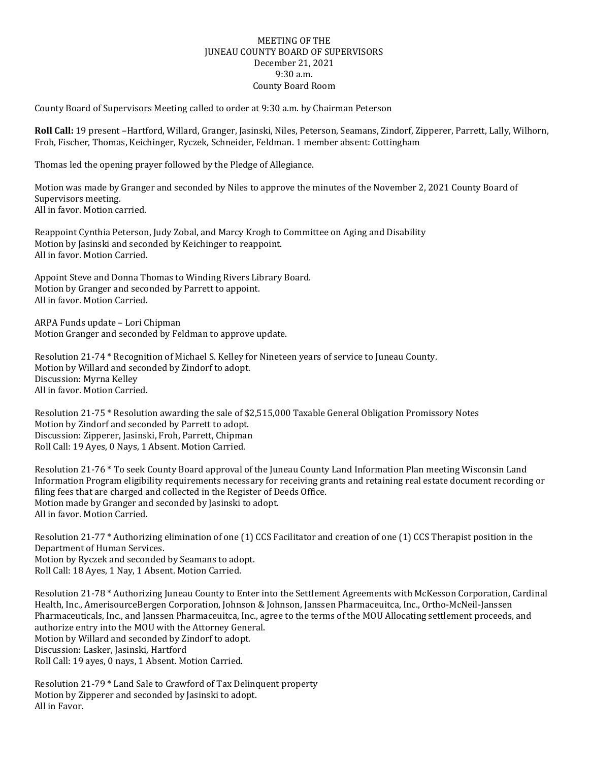MEETING OF THE
JUNEAU COUNTY BOARD OF SUPERVISORS
December 21, 2021
9:30 a.m.
County Board Room

County Board of Supervisors Meeting called to order at 9:30 a.m. by Chairman Peterson

**Roll Call:** 19 present –Hartford, Willard, Granger, Jasinski, Niles, Peterson, Seamans, Zindorf, Zipperer, Parrett, Lally, Wilhorn, Froh, Fischer, Thomas, Keichinger, Ryczek, Schneider, Feldman. 1 member absent: Cottingham

Thomas led the opening prayer followed by the Pledge of Allegiance.

Motion was made by Granger and seconded by Niles to approve the minutes of the November 2, 2021 County Board of Supervisors meeting.
All in favor. Motion carried.

Reappoint Cynthia Peterson, Judy Zobal, and Marcy Krogh to Committee on Aging and Disability
Motion by Jasinski and seconded by Keichinger to reappoint.
All in favor. Motion Carried.

Appoint Steve and Donna Thomas to Winding Rivers Library Board.
Motion by Granger and seconded by Parrett to appoint.
All in favor. Motion Carried.

ARPA Funds update – Lori Chipman
Motion Granger and seconded by Feldman to approve update.

Resolution 21-74 * Recognition of Michael S. Kelley for Nineteen years of service to Juneau County.
Motion by Willard and seconded by Zindorf to adopt.
Discussion: Myrna Kelley
All in favor. Motion Carried.

Resolution 21-75 * Resolution awarding the sale of $2,515,000 Taxable General Obligation Promissory Notes
Motion by Zindorf and seconded by Parrett to adopt.
Discussion: Zipperer, Jasinski, Froh, Parrett, Chipman
Roll Call: 19 Ayes, 0 Nays, 1 Absent. Motion Carried.

Resolution 21-76 * To seek County Board approval of the Juneau County Land Information Plan meeting Wisconsin Land Information Program eligibility requirements necessary for receiving grants and retaining real estate document recording or filing fees that are charged and collected in the Register of Deeds Office.
Motion made by Granger and seconded by Jasinski to adopt.
All in favor. Motion Carried.

Resolution 21-77 * Authorizing elimination of one (1) CCS Facilitator and creation of one (1) CCS Therapist position in the Department of Human Services.
Motion by Ryczek and seconded by Seamans to adopt.
Roll Call: 18 Ayes, 1 Nay, 1 Absent. Motion Carried.

Resolution 21-78 * Authorizing Juneau County to Enter into the Settlement Agreements with McKesson Corporation, Cardinal Health, Inc., AmerisourceBergen Corporation, Johnson & Johnson, Janssen Pharmaceuitca, Inc., Ortho-McNeil-Janssen Pharmaceuticals, Inc., and Janssen Pharmaceuitca, Inc., agree to the terms of the MOU Allocating settlement proceeds, and authorize entry into the MOU with the Attorney General.
Motion by Willard and seconded by Zindorf to adopt.
Discussion: Lasker, Jasinski, Hartford
Roll Call: 19 ayes, 0 nays, 1 Absent. Motion Carried.

Resolution 21-79 * Land Sale to Crawford of Tax Delinquent property
Motion by Zipperer and seconded by Jasinski to adopt.
All in Favor.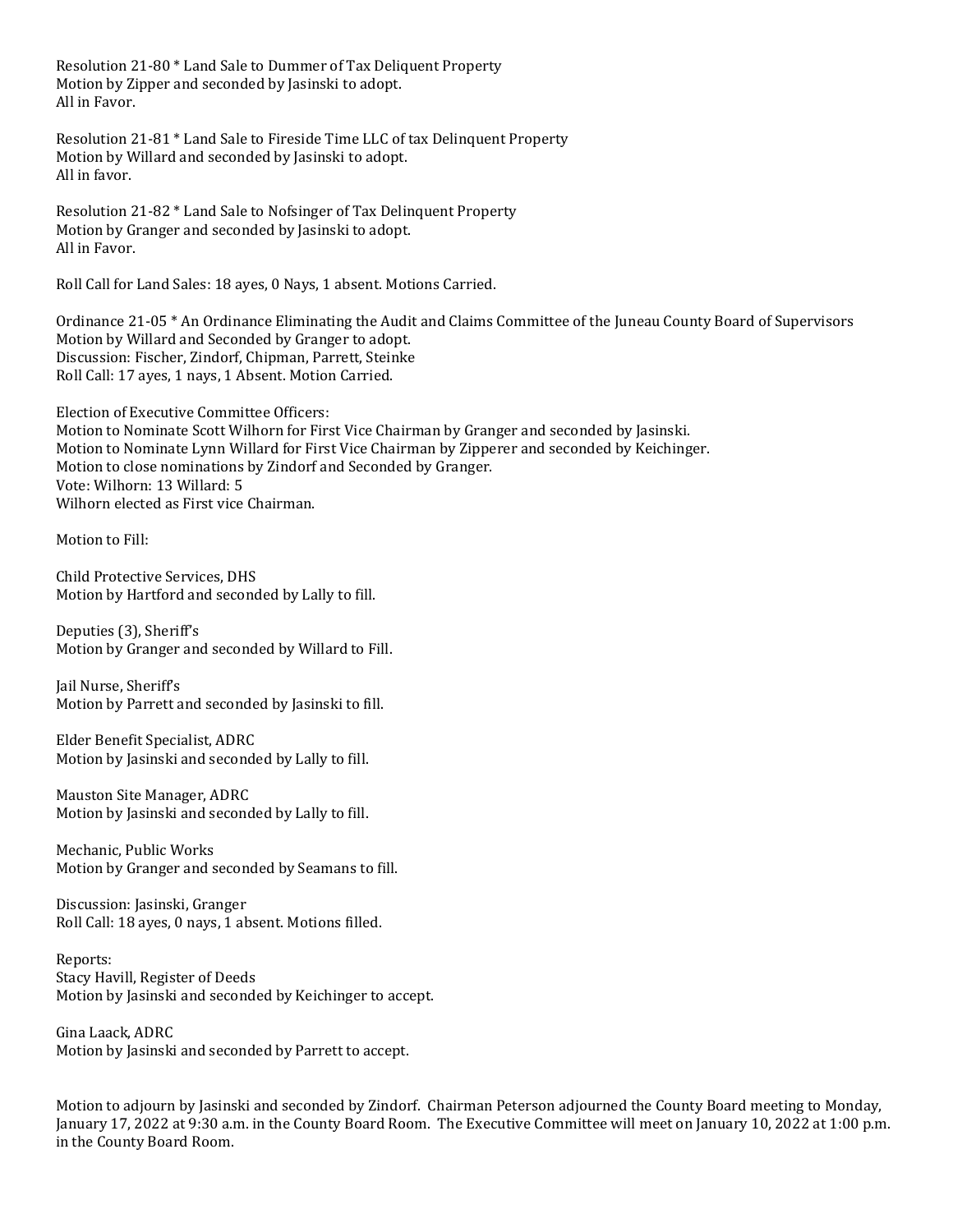Resolution 21-80 * Land Sale to Dummer of Tax Deliquent Property
Motion by Zipper and seconded by Jasinski to adopt.
All in Favor.

Resolution 21-81 * Land Sale to Fireside Time LLC of tax Delinquent Property
Motion by Willard and seconded by Jasinski to adopt.
All in favor.

Resolution 21-82 * Land Sale to Nofsinger of Tax Delinquent Property
Motion by Granger and seconded by Jasinski to adopt.
All in Favor.

Roll Call for Land Sales: 18 ayes, 0 Nays, 1 absent. Motions Carried.

Ordinance 21-05 * An Ordinance Eliminating the Audit and Claims Committee of the Juneau County Board of Supervisors
Motion by Willard and Seconded by Granger to adopt.
Discussion: Fischer, Zindorf, Chipman, Parrett, Steinke
Roll Call: 17 ayes, 1 nays, 1 Absent. Motion Carried.

Election of Executive Committee Officers:
Motion to Nominate Scott Wilhorn for First Vice Chairman by Granger and seconded by Jasinski.
Motion to Nominate Lynn Willard for First Vice Chairman by Zipperer and seconded by Keichinger.
Motion to close nominations by Zindorf and Seconded by Granger.
Vote: Wilhorn: 13 Willard: 5
Wilhorn elected as First vice Chairman.

Motion to Fill:

Child Protective Services, DHS
Motion by Hartford and seconded by Lally to fill.

Deputies (3), Sheriff's
Motion by Granger and seconded by Willard to Fill.

Jail Nurse, Sheriff's
Motion by Parrett and seconded by Jasinski to fill.

Elder Benefit Specialist, ADRC
Motion by Jasinski and seconded by Lally to fill.

Mauston Site Manager, ADRC
Motion by Jasinski and seconded by Lally to fill.

Mechanic, Public Works
Motion by Granger and seconded by Seamans to fill.

Discussion: Jasinski, Granger
Roll Call: 18 ayes, 0 nays, 1 absent. Motions filled.

Reports:
Stacy Havill, Register of Deeds
Motion by Jasinski and seconded by Keichinger to accept.

Gina Laack, ADRC
Motion by Jasinski and seconded by Parrett to accept.

Motion to adjourn by Jasinski and seconded by Zindorf. Chairman Peterson adjourned the County Board meeting to Monday, January 17, 2022 at 9:30 a.m. in the County Board Room. The Executive Committee will meet on January 10, 2022 at 1:00 p.m. in the County Board Room.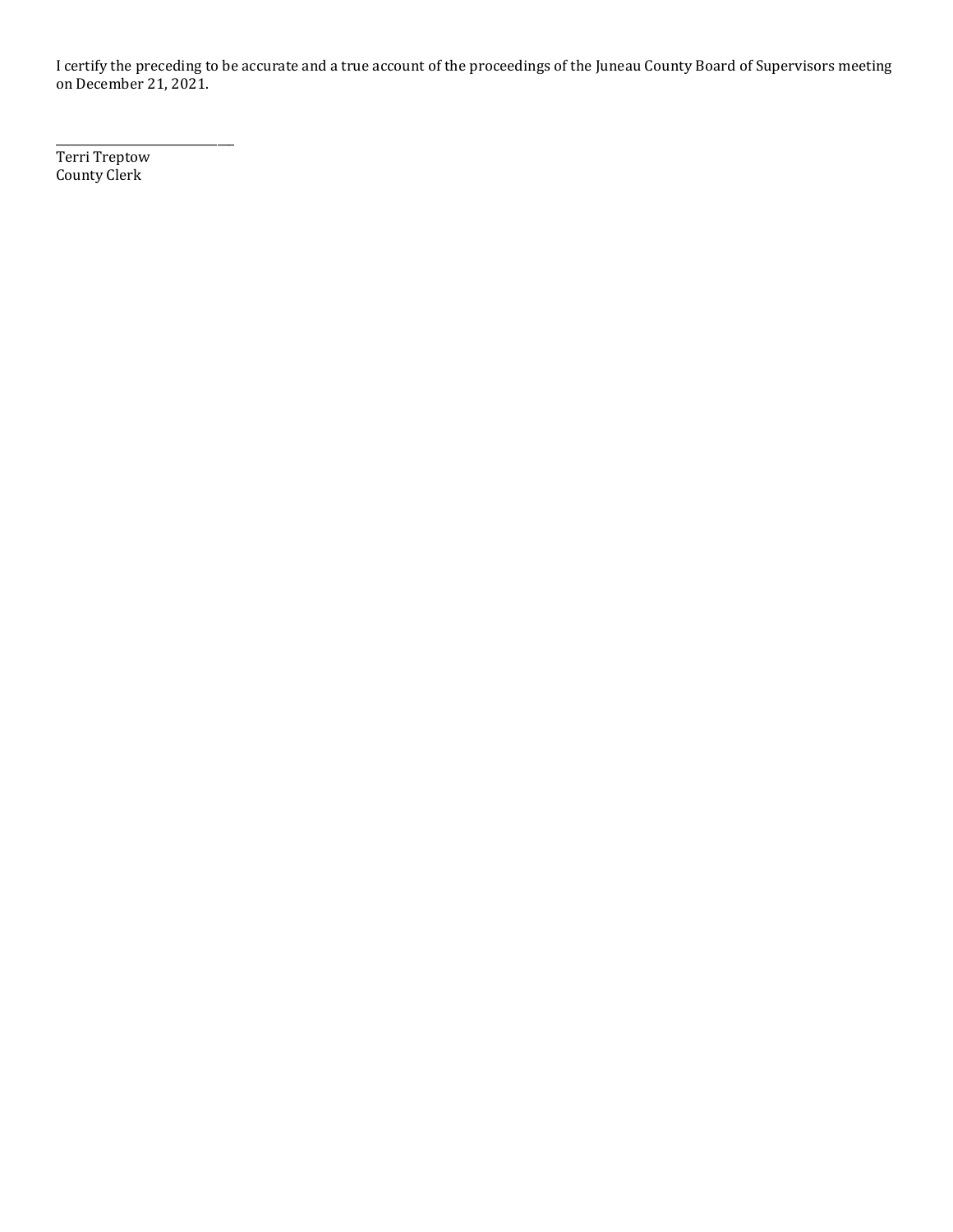I certify the preceding to be accurate and a true account of the proceedings of the Juneau County Board of Supervisors meeting on December 21, 2021.

\_\_\_\_\_\_\_\_\_\_\_\_\_\_\_\_\_\_\_\_\_\_\_\_\_\_\_\_\_\_

Terri Treptow
County Clerk